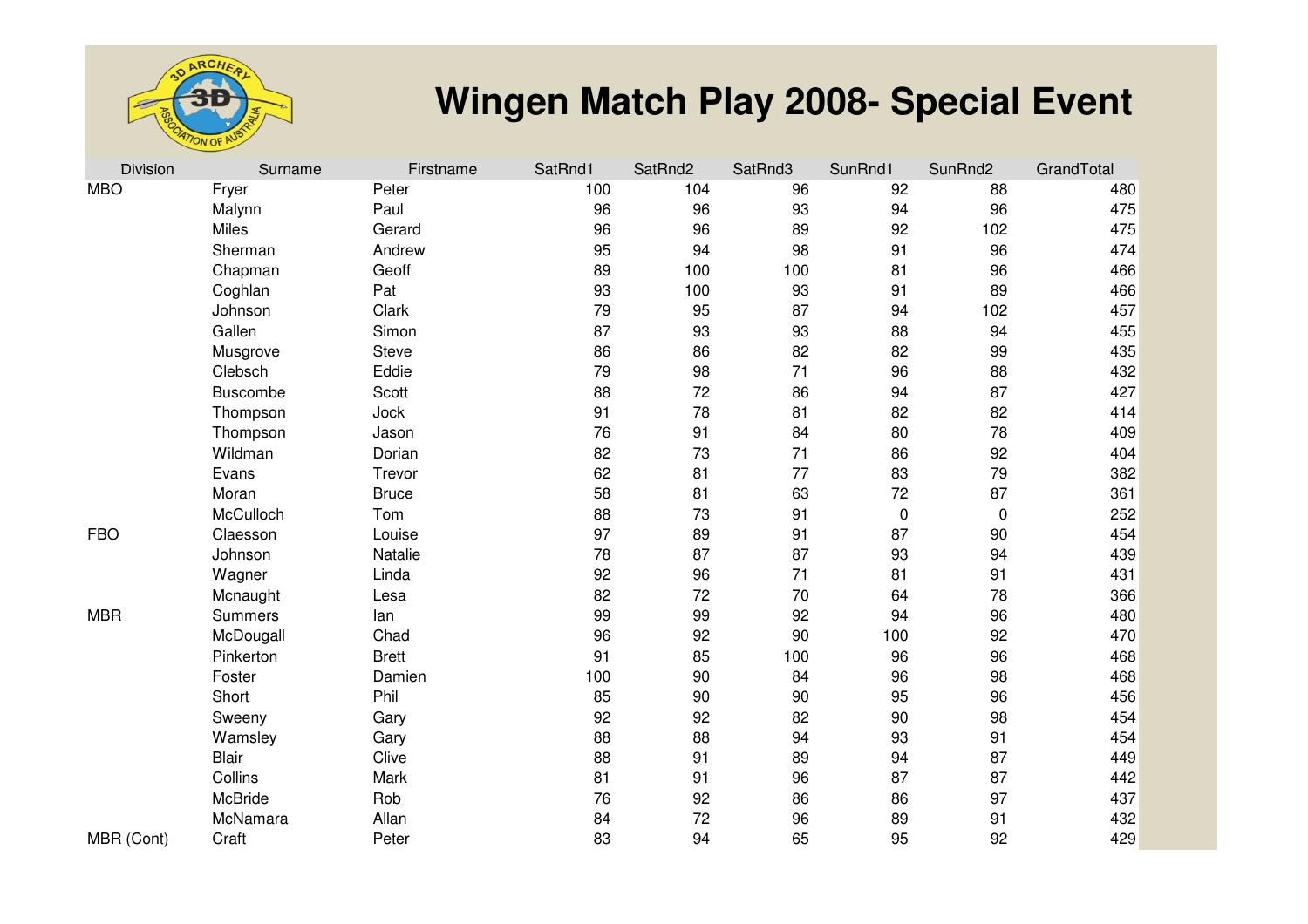# Wingen Match Play 2008- Special Event

| Division | Surname | Firstname | SatRnd1 | SatRnd2 | SatRnd3 | SunRnd1 | SunRnd2 | GrandTotal |
|---|---|---|---|---|---|---|---|---|
| MBO | Fryer | Peter | 100 | 104 | 96 | 92 | 88 | 480 |
| | Malynn | Paul | 96 | 96 | 93 | 94 | 96 | 475 |
| | Miles | Gerard | 96 | 96 | 89 | 92 | 102 | 475 |
| | Sherman | Andrew | 95 | 94 | 98 | 91 | 96 | 474 |
| | Chapman | Geoff | 89 | 100 | 100 | 81 | 96 | 466 |
| | Coghlan | Pat | 93 | 100 | 93 | 91 | 89 | 466 |
| | Johnson | Clark | 79 | 95 | 87 | 94 | 102 | 457 |
| | Gallen | Simon | 87 | 93 | 93 | 88 | 94 | 455 |
| | Musgrove | Steve | 86 | 86 | 82 | 82 | 99 | 435 |
| | Clebsch | Eddie | 79 | 98 | 71 | 96 | 88 | 432 |
| | Buscombe | Scott | 88 | 72 | 86 | 94 | 87 | 427 |
| | Thompson | Jock | 91 | 78 | 81 | 82 | 82 | 414 |
| | Thompson | Jason | 76 | 91 | 84 | 80 | 78 | 409 |
| | Wildman | Dorian | 82 | 73 | 71 | 86 | 92 | 404 |
| | Evans | Trevor | 62 | 81 | 77 | 83 | 79 | 382 |
| | Moran | Bruce | 58 | 81 | 63 | 72 | 87 | 361 |
| | McCulloch | Tom | 88 | 73 | 91 | 0 | 0 | 252 |
| FBO | Claesson | Louise | 97 | 89 | 91 | 87 | 90 | 454 |
| | Johnson | Natalie | 78 | 87 | 87 | 93 | 94 | 439 |
| | Wagner | Linda | 92 | 96 | 71 | 81 | 91 | 431 |
| | Mcnaught | Lesa | 82 | 72 | 70 | 64 | 78 | 366 |
| MBR | Summers | Ian | 99 | 99 | 92 | 94 | 96 | 480 |
| | McDougall | Chad | 96 | 92 | 90 | 100 | 92 | 470 |
| | Pinkerton | Brett | 91 | 85 | 100 | 96 | 96 | 468 |
| | Foster | Damien | 100 | 90 | 84 | 96 | 98 | 468 |
| | Short | Phil | 85 | 90 | 90 | 95 | 96 | 456 |
| | Sweeny | Gary | 92 | 92 | 82 | 90 | 98 | 454 |
| | Wamsley | Gary | 88 | 88 | 94 | 93 | 91 | 454 |
| | Blair | Clive | 88 | 91 | 89 | 94 | 87 | 449 |
| | Collins | Mark | 81 | 91 | 96 | 87 | 87 | 442 |
| | McBride | Rob | 76 | 92 | 86 | 86 | 97 | 437 |
| | McNamara | Allan | 84 | 72 | 96 | 89 | 91 | 432 |
| MBR (Cont) | Craft | Peter | 83 | 94 | 65 | 95 | 92 | 429 |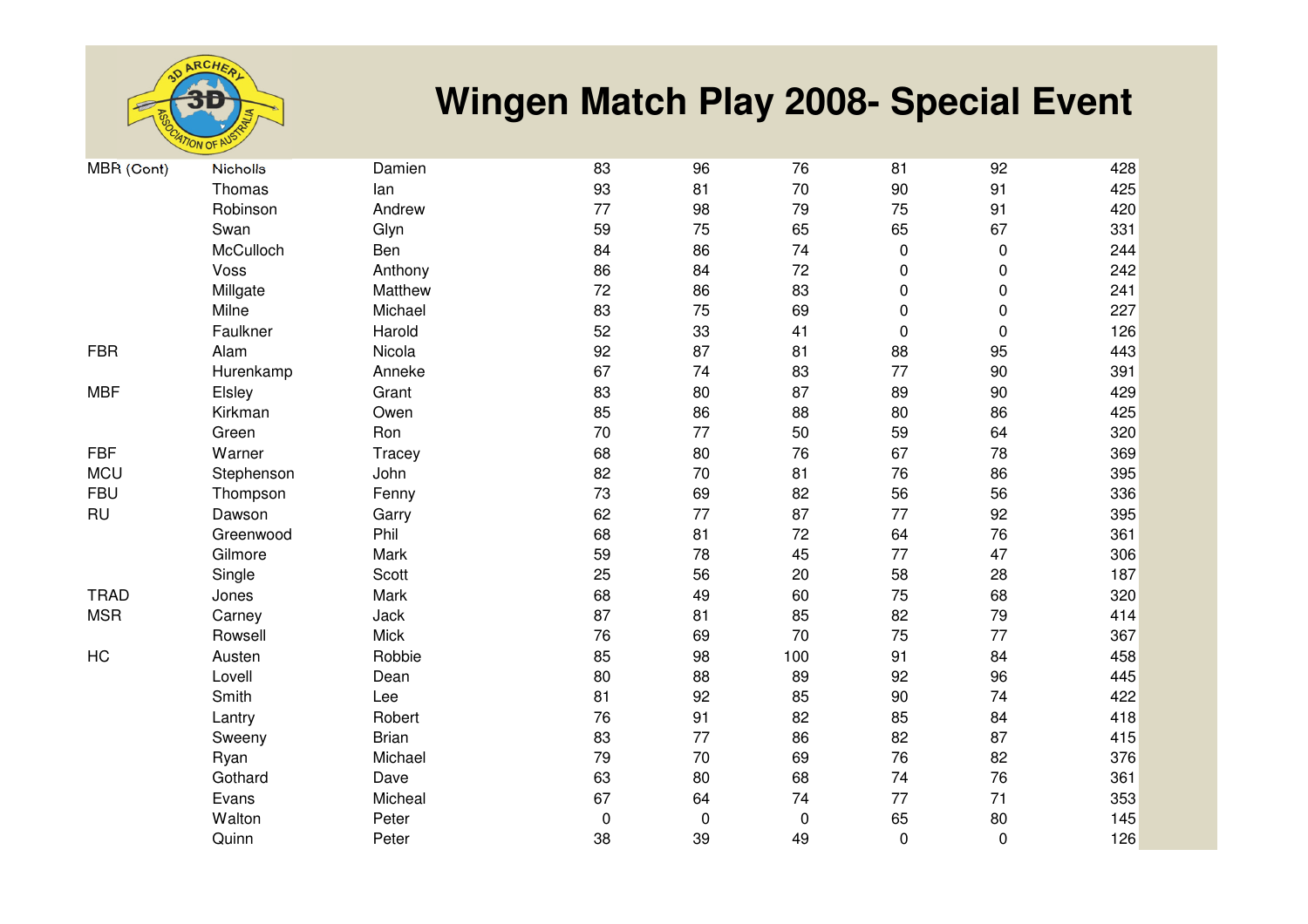# Wingen Match Play 2008- Special Event

| | | | | | | | | |
|---|---|---|---|---|---|---|---|---|
| MBR (Cont) | Nicholls | Damien | 83 | 96 | 76 | 81 | 92 | 428 |
| | Thomas | Ian | 93 | 81 | 70 | 90 | 91 | 425 |
| | Robinson | Andrew | 77 | 98 | 79 | 75 | 91 | 420 |
| | Swan | Glyn | 59 | 75 | 65 | 65 | 67 | 331 |
| | McCulloch | Ben | 84 | 86 | 74 | 0 | 0 | 244 |
| | Voss | Anthony | 86 | 84 | 72 | 0 | 0 | 242 |
| | Millgate | Matthew | 72 | 86 | 83 | 0 | 0 | 241 |
| | Milne | Michael | 83 | 75 | 69 | 0 | 0 | 227 |
| | Faulkner | Harold | 52 | 33 | 41 | 0 | 0 | 126 |
| FBR | Alam | Nicola | 92 | 87 | 81 | 88 | 95 | 443 |
| | Hurenkamp | Anneke | 67 | 74 | 83 | 77 | 90 | 391 |
| MBF | Elsley | Grant | 83 | 80 | 87 | 89 | 90 | 429 |
| | Kirkman | Owen | 85 | 86 | 88 | 80 | 86 | 425 |
| | Green | Ron | 70 | 77 | 50 | 59 | 64 | 320 |
| FBF | Warner | Tracey | 68 | 80 | 76 | 67 | 78 | 369 |
| MCU | Stephenson | John | 82 | 70 | 81 | 76 | 86 | 395 |
| FBU | Thompson | Fenny | 73 | 69 | 82 | 56 | 56 | 336 |
| RU | Dawson | Garry | 62 | 77 | 87 | 77 | 92 | 395 |
| | Greenwood | Phil | 68 | 81 | 72 | 64 | 76 | 361 |
| | Gilmore | Mark | 59 | 78 | 45 | 77 | 47 | 306 |
| | Single | Scott | 25 | 56 | 20 | 58 | 28 | 187 |
| TRAD | Jones | Mark | 68 | 49 | 60 | 75 | 68 | 320 |
| MSR | Carney | Jack | 87 | 81 | 85 | 82 | 79 | 414 |
| | Rowsell | Mick | 76 | 69 | 70 | 75 | 77 | 367 |
| HC | Austen | Robbie | 85 | 98 | 100 | 91 | 84 | 458 |
| | Lovell | Dean | 80 | 88 | 89 | 92 | 96 | 445 |
| | Smith | Lee | 81 | 92 | 85 | 90 | 74 | 422 |
| | Lantry | Robert | 76 | 91 | 82 | 85 | 84 | 418 |
| | Sweeny | Brian | 83 | 77 | 86 | 82 | 87 | 415 |
| | Ryan | Michael | 79 | 70 | 69 | 76 | 82 | 376 |
| | Gothard | Dave | 63 | 80 | 68 | 74 | 76 | 361 |
| | Evans | Micheal | 67 | 64 | 74 | 77 | 71 | 353 |
| | Walton | Peter | 0 | 0 | 0 | 65 | 80 | 145 |
| | Quinn | Peter | 38 | 39 | 49 | 0 | 0 | 126 |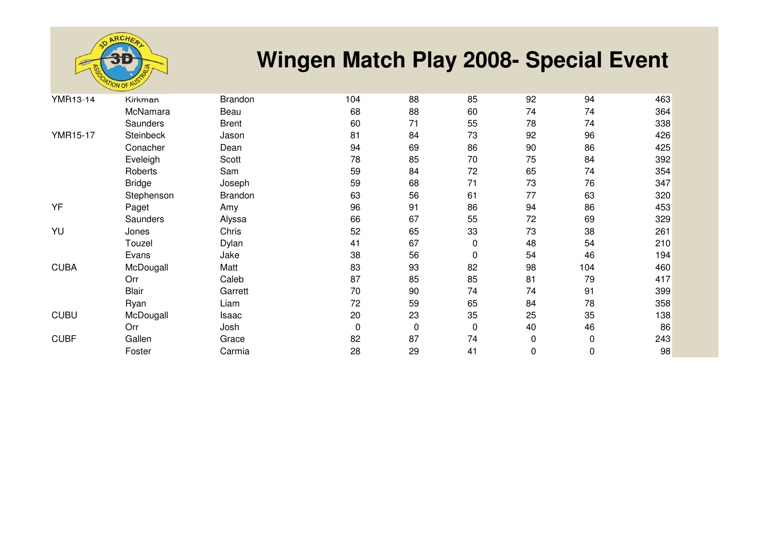# Wingen Match Play 2008- Special Event

| | | | | | | | | |
|---|---|---|---|---|---|---|---|---|
| YMR13-14 | Kirkman | Brandon | 104 | 88 | 85 | 92 | 94 | 463 |
| | McNamara | Beau | 68 | 88 | 60 | 74 | 74 | 364 |
| | Saunders | Brent | 60 | 71 | 55 | 78 | 74 | 338 |
| YMR15-17 | Steinbeck | Jason | 81 | 84 | 73 | 92 | 96 | 426 |
| | Conacher | Dean | 94 | 69 | 86 | 90 | 86 | 425 |
| | Eveleigh | Scott | 78 | 85 | 70 | 75 | 84 | 392 |
| | Roberts | Sam | 59 | 84 | 72 | 65 | 74 | 354 |
| | Bridge | Joseph | 59 | 68 | 71 | 73 | 76 | 347 |
| | Stephenson | Brandon | 63 | 56 | 61 | 77 | 63 | 320 |
| YF | Paget | Amy | 96 | 91 | 86 | 94 | 86 | 453 |
| | Saunders | Alyssa | 66 | 67 | 55 | 72 | 69 | 329 |
| YU | Jones | Chris | 52 | 65 | 33 | 73 | 38 | 261 |
| | Touzel | Dylan | 41 | 67 | 0 | 48 | 54 | 210 |
| | Evans | Jake | 38 | 56 | 0 | 54 | 46 | 194 |
| CUBA | McDougall | Matt | 83 | 93 | 82 | 98 | 104 | 460 |
| | Orr | Caleb | 87 | 85 | 85 | 81 | 79 | 417 |
| | Blair | Garrett | 70 | 90 | 74 | 74 | 91 | 399 |
| | Ryan | Liam | 72 | 59 | 65 | 84 | 78 | 358 |
| CUBU | McDougall | Isaac | 20 | 23 | 35 | 25 | 35 | 138 |
| | Orr | Josh | 0 | 0 | 0 | 40 | 46 | 86 |
| CUBF | Gallen | Grace | 82 | 87 | 74 | 0 | 0 | 243 |
| | Foster | Carmia | 28 | 29 | 41 | 0 | 0 | 98 |